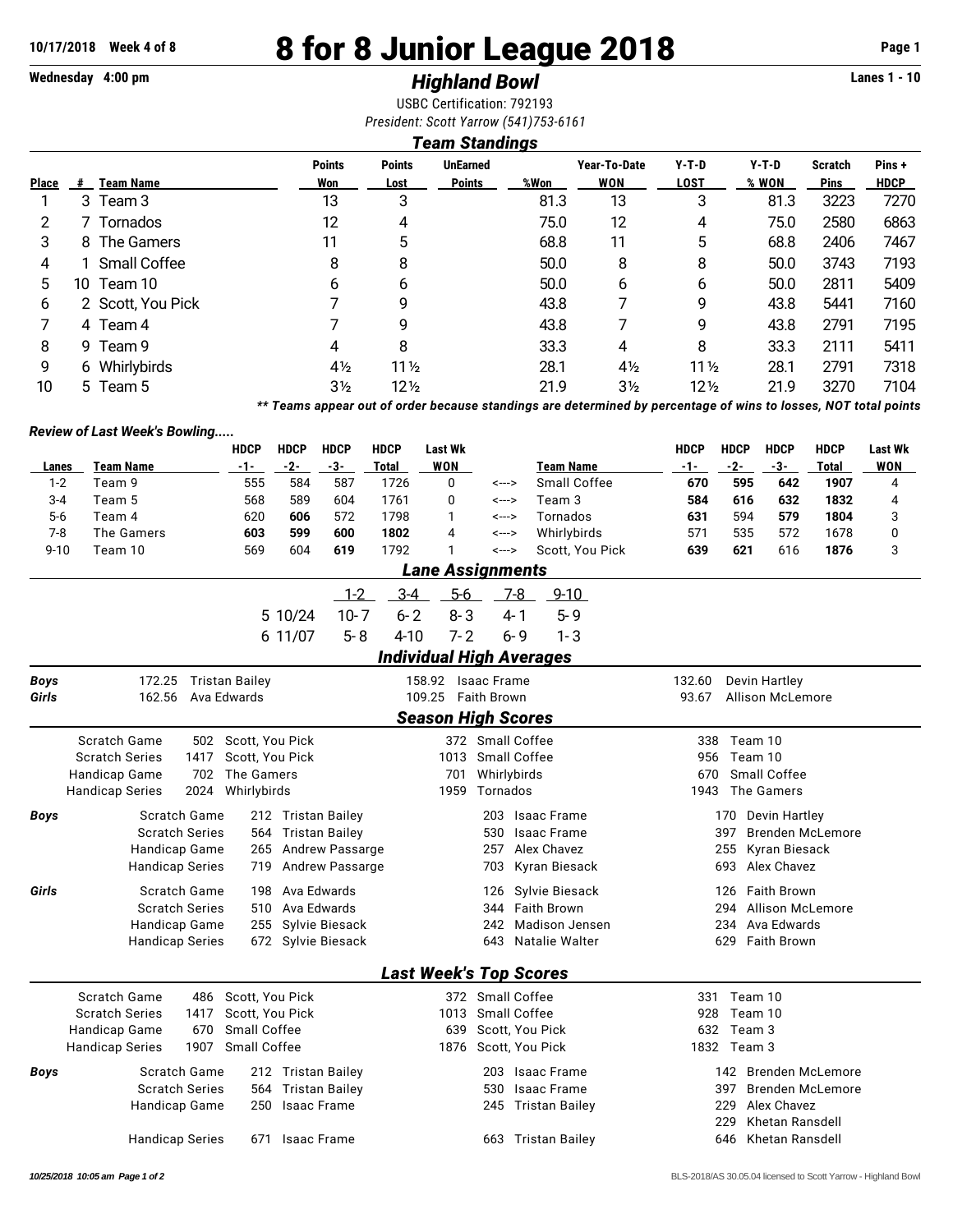10/17/2018 Week 4 of 8

# 8 for 8 Junior League 2018

Wednesday 4:00 pm

## *Highland Bowl*

Lanes 1 - 10

USBC Certification: 792193

*President: Scott Yarrow (541)753-6161*

### *Team Standings*

| Place | # | Team Name | Points Won | Points Lost | UnEarned Points | %Won | Year-To-Date WON | Y-T-D LOST | Y-T-D % WON | Scratch Pins | Pins + HDCP |
|---|---|---|---|---|---|---|---|---|---|---|---|
| 1 | 3 | Team 3 | 13 | 3 | | 81.3 | 13 | 3 | 81.3 | 3223 | 7270 |
| 2 | 7 | Tornados | 12 | 4 | | 75.0 | 12 | 4 | 75.0 | 2580 | 6863 |
| 3 | 8 | The Gamers | 11 | 5 | | 68.8 | 11 | 5 | 68.8 | 2406 | 7467 |
| 4 | 1 | Small Coffee | 8 | 8 | | 50.0 | 8 | 8 | 50.0 | 3743 | 7193 |
| 5 | 10 | Team 10 | 6 | 6 | | 50.0 | 6 | 6 | 50.0 | 2811 | 5409 |
| 6 | 2 | Scott, You Pick | 7 | 9 | | 43.8 | 7 | 9 | 43.8 | 5441 | 7160 |
| 7 | 4 | Team 4 | 7 | 9 | | 43.8 | 7 | 9 | 43.8 | 2791 | 7195 |
| 8 | 9 | Team 9 | 4 | 8 | | 33.3 | 4 | 8 | 33.3 | 2111 | 5411 |
| 9 | 6 | Whirlybirds | 4½ | 11½ | | 28.1 | 4½ | 11½ | 28.1 | 2791 | 7318 |
| 10 | 5 | Team 5 | 3½ | 12½ | | 21.9 | 3½ | 12½ | 21.9 | 3270 | 7104 |

***** Teams appear out of order because standings are determined by percentage of wins to losses, NOT total points***

*Review of Last Week's Bowling.....*

| Lanes | Team Name | HDCP -1- | HDCP -2- | HDCP -3- | HDCP Total | Last Wk WON | | Team Name | HDCP -1- | HDCP -2- | HDCP -3- | HDCP Total | Last Wk WON |
|---|---|---|---|---|---|---|---|---|---|---|---|---|---|
| 1-2 | Team 9 | 555 | 584 | 587 | 1726 | 0 | <---> | Small Coffee | **670** | **595** | **642** | **1907** | 4 |
| 3-4 | Team 5 | 568 | 589 | 604 | 1761 | 0 | <---> | Team 3 | **584** | **616** | **632** | **1832** | 4 |
| 5-6 | Team 4 | 620 | **606** | 572 | 1798 | 1 | <---> | Tornados | **631** | 594 | **579** | **1804** | 3 |
| 7-8 | The Gamers | **603** | **599** | **600** | **1802** | 4 | <---> | Whirlybirds | 571 | 535 | 572 | 1678 | 0 |
| 9-10 | Team 10 | 569 | 604 | **619** | 1792 | 1 | <---> | Scott, You Pick | **639** | **621** | 616 | **1876** | 3 |

### *Lane Assignments*

| | 1-2 | 3-4 | 5-6 | 7-8 | 9-10 |
|---|---|---|---|---|---|
| 5 10/24 | 10-7 | 6-2 | 8-3 | 4-1 | 5-9 |
| 6 11/07 | 5-8 | 4-10 | 7-2 | 6-9 | 1-3 |

### *Individual High Averages*

| | | | |
|---|---|---|---|
| ***Boys*** | 172.25 Tristan Bailey | 158.92 Isaac Frame | 132.60 Devin Hartley |
| ***Girls*** | 162.56 Ava Edwards | 109.25 Faith Brown | 93.67 Allison McLemore |

### *Season High Scores*

| | | | | |
|---|---|---|---|---|
| | Scratch Game | 502 Scott, You Pick | 372 Small Coffee | 338 Team 10 |
| | Scratch Series | 1417 Scott, You Pick | 1013 Small Coffee | 956 Team 10 |
| | Handicap Game | 702 The Gamers | 701 Whirlybirds | 670 Small Coffee |
| | Handicap Series | 2024 Whirlybirds | 1959 Tornados | 1943 The Gamers |
| ***Boys*** | Scratch Game | 212 Tristan Bailey | 203 Isaac Frame | 170 Devin Hartley |
| | Scratch Series | 564 Tristan Bailey | 530 Isaac Frame | 397 Brenden McLemore |
| | Handicap Game | 265 Andrew Passarge | 257 Alex Chavez | 255 Kyran Biesack |
| | Handicap Series | 719 Andrew Passarge | 703 Kyran Biesack | 693 Alex Chavez |
| ***Girls*** | Scratch Game | 198 Ava Edwards | 126 Sylvie Biesack | 126 Faith Brown |
| | Scratch Series | 510 Ava Edwards | 344 Faith Brown | 294 Allison McLemore |
| | Handicap Game | 255 Sylvie Biesack | 242 Madison Jensen | 234 Ava Edwards |
| | Handicap Series | 672 Sylvie Biesack | 643 Natalie Walter | 629 Faith Brown |

### *Last Week's Top Scores*

| | | | | |
|---|---|---|---|---|
| | Scratch Game | 486 Scott, You Pick | 372 Small Coffee | 331 Team 10 |
| | Scratch Series | 1417 Scott, You Pick | 1013 Small Coffee | 928 Team 10 |
| | Handicap Game | 670 Small Coffee | 639 Scott, You Pick | 632 Team 3 |
| | Handicap Series | 1907 Small Coffee | 1876 Scott, You Pick | 1832 Team 3 |
| ***Boys*** | Scratch Game | 212 Tristan Bailey | 203 Isaac Frame | 142 Brenden McLemore |
| | Scratch Series | 564 Tristan Bailey | 530 Isaac Frame | 397 Brenden McLemore |
| | Handicap Game | 250 Isaac Frame | 245 Tristan Bailey | 229 Alex Chavez |
| | | | | 229 Khetan Ransdell |
| | Handicap Series | 671 Isaac Frame | 663 Tristan Bailey | 646 Khetan Ransdell |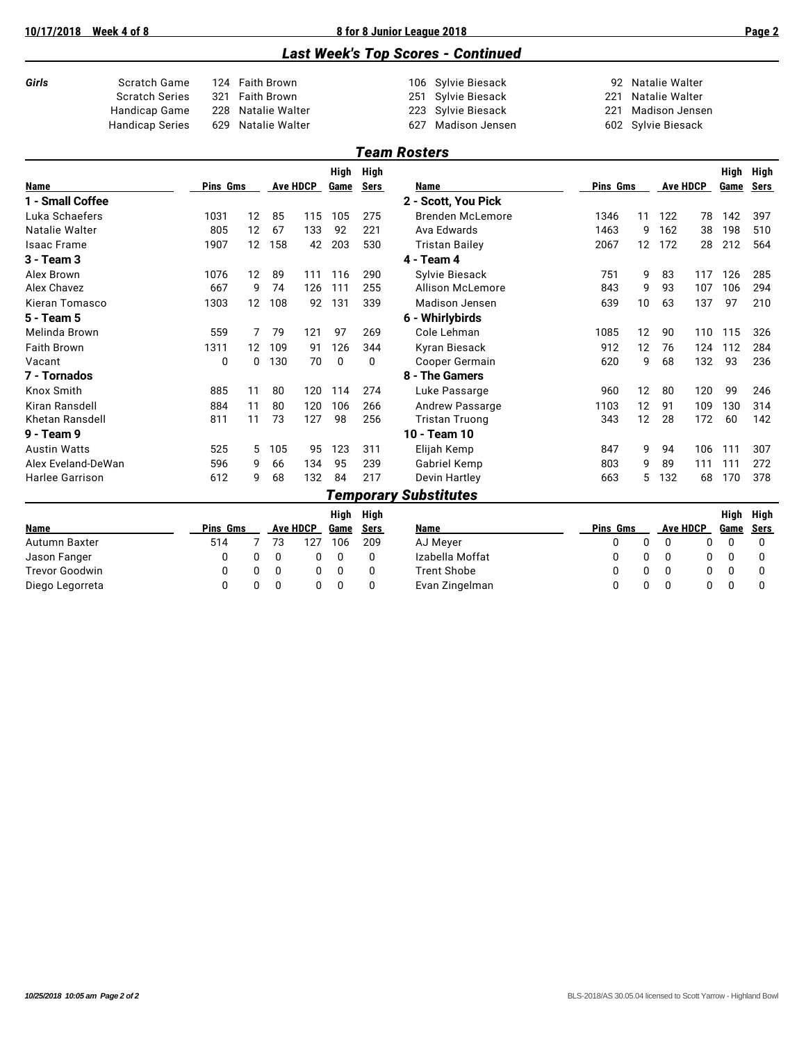## *Last Week's Top Scores - Continued*

| | | | | |
|---|---|---|---|---|
| ***Girls*** | Scratch Game | 124 Faith Brown | 106 Sylvie Biesack | 92 Natalie Walter |
| | Scratch Series | 321 Faith Brown | 251 Sylvie Biesack | 221 Natalie Walter |
| | Handicap Game | 228 Natalie Walter | 223 Sylvie Biesack | 221 Madison Jensen |
| | Handicap Series | 629 Natalie Walter | 627 Madison Jensen | 602 Sylvie Biesack |

## *Team Rosters*

| Name | Pins | Gms | Ave | HDCP | High Game | High Sers | Name | Pins | Gms | Ave | HDCP | High Game | High Sers |
|---|---|---|---|---|---|---|---|---|---|---|---|---|---|
| **1 - Small Coffee** | | | | | | | **2 - Scott, You Pick** | | | | | | |
| Luka Schaefers | 1031 | 12 | 85 | 115 | 105 | 275 | Brenden McLemore | 1346 | 11 | 122 | 78 | 142 | 397 |
| Natalie Walter | 805 | 12 | 67 | 133 | 92 | 221 | Ava Edwards | 1463 | 9 | 162 | 38 | 198 | 510 |
| Isaac Frame | 1907 | 12 | 158 | 42 | 203 | 530 | Tristan Bailey | 2067 | 12 | 172 | 28 | 212 | 564 |
| **3 - Team 3** | | | | | | | **4 - Team 4** | | | | | | |
| Alex Brown | 1076 | 12 | 89 | 111 | 116 | 290 | Sylvie Biesack | 751 | 9 | 83 | 117 | 126 | 285 |
| Alex Chavez | 667 | 9 | 74 | 126 | 111 | 255 | Allison McLemore | 843 | 9 | 93 | 107 | 106 | 294 |
| Kieran Tomasco | 1303 | 12 | 108 | 92 | 131 | 339 | Madison Jensen | 639 | 10 | 63 | 137 | 97 | 210 |
| **5 - Team 5** | | | | | | | **6 - Whirlybirds** | | | | | | |
| Melinda Brown | 559 | 7 | 79 | 121 | 97 | 269 | Cole Lehman | 1085 | 12 | 90 | 110 | 115 | 326 |
| Faith Brown | 1311 | 12 | 109 | 91 | 126 | 344 | Kyran Biesack | 912 | 12 | 76 | 124 | 112 | 284 |
| Vacant | 0 | 0 | 130 | 70 | 0 | 0 | Cooper Germain | 620 | 9 | 68 | 132 | 93 | 236 |
| **7 - Tornados** | | | | | | | **8 - The Gamers** | | | | | | |
| Knox Smith | 885 | 11 | 80 | 120 | 114 | 274 | Luke Passarge | 960 | 12 | 80 | 120 | 99 | 246 |
| Kiran Ransdell | 884 | 11 | 80 | 120 | 106 | 266 | Andrew Passarge | 1103 | 12 | 91 | 109 | 130 | 314 |
| Khetan Ransdell | 811 | 11 | 73 | 127 | 98 | 256 | Tristan Truong | 343 | 12 | 28 | 172 | 60 | 142 |
| **9 - Team 9** | | | | | | | **10 - Team 10** | | | | | | |
| Austin Watts | 525 | 5 | 105 | 95 | 123 | 311 | Elijah Kemp | 847 | 9 | 94 | 106 | 111 | 307 |
| Alex Eveland-DeWan | 596 | 9 | 66 | 134 | 95 | 239 | Gabriel Kemp | 803 | 9 | 89 | 111 | 111 | 272 |
| Harlee Garrison | 612 | 9 | 68 | 132 | 84 | 217 | Devin Hartley | 663 | 5 | 132 | 68 | 170 | 378 |

## *Temporary Substitutes*

| Name | Pins | Gms | Ave | HDCP | High Game | High Sers | Name | Pins | Gms | Ave | HDCP | High Game | High Sers |
|---|---|---|---|---|---|---|---|---|---|---|---|---|---|
| Autumn Baxter | 514 | 7 | 73 | 127 | 106 | 209 | AJ Meyer | 0 | 0 | 0 | 0 | 0 | 0 |
| Jason Fanger | 0 | 0 | 0 | 0 | 0 | 0 | Izabella Moffat | 0 | 0 | 0 | 0 | 0 | 0 |
| Trevor Goodwin | 0 | 0 | 0 | 0 | 0 | 0 | Trent Shobe | 0 | 0 | 0 | 0 | 0 | 0 |
| Diego Legorreta | 0 | 0 | 0 | 0 | 0 | 0 | Evan Zingelman | 0 | 0 | 0 | 0 | 0 | 0 |